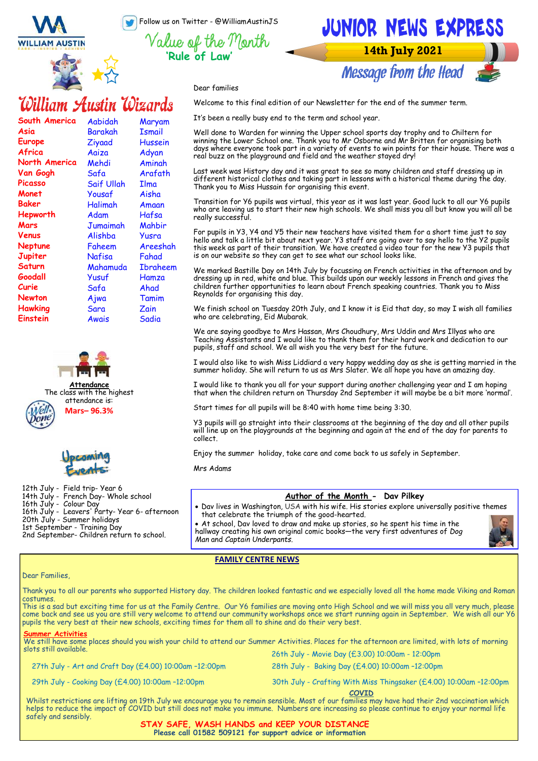WILLIAM AUSTIN

Follow us on Twitter - @WilliamAustinJS

Value of the Month
**'Rule of Law'**

# JUNIOR NEWS EXPRESS

**14th July 2021**

## William Austin Wizards

| | | |
|---|---|---|
| South America | Aabidah | Maryam |
| Asia | Barakah | Ismail |
| Europe | Ziyaad | Hussein |
| Africa | Aaiza | Adyan |
| North America | Mehdi | Aminah |
| Van Gogh | Safa | Arafath |
| Picasso | Saif Ullah | Ilma |
| Monet | Yousaf | Aisha |
| Baker | Halimah | Amaan |
| Hepworth | Adam | Hafsa |
| Mars | Jumaimah | Mahbir |
| Venus | Alishba | Yusra |
| Neptune | Faheem | Areeshah |
| Jupiter | Nafisa | Fahad |
| Saturn | Mahamuda | Ibraheem |
| Goodall | Yusuf | Hamza |
| Curie | Safa | Ahad |
| Newton | Ajwa | Tamim |
| Hawking | Sara | Zain |
| Einstein | Awais | Sadia |

**Attendance**

The class with the highest attendance is:

**Mars– 96.3%**

## Upcoming Events:

12th July - Field trip- Year 6
14th July - French Day- Whole school
16th July - Colour Day
16th July - Leavers' Party- Year 6- afternoon
20th July - Summer holidays
1st September - Training Day
2nd September- Children return to school.

## Message from the Head

Dear families

Welcome to this final edition of our Newsletter for the end of the summer term.

It's been a really busy end to the term and school year.

Well done to Warden for winning the Upper school sports day trophy and to Chiltern for winning the Lower School one. Thank you to Mr Osborne and Mr Britten for organising both days where everyone took part in a variety of events to win points for their house. There was a real buzz on the playground and field and the weather stayed dry!

Last week was History day and it was great to see so many children and staff dressing up in different historical clothes and taking part in lessons with a historical theme during the day. Thank you to Miss Hussain for organising this event.

Transition for Y6 pupils was virtual, this year as it was last year. Good luck to all our Y6 pupils who are leaving us to start their new high schools. We shall miss you all but know you will all be really successful.

For pupils in Y3, Y4 and Y5 their new teachers have visited them for a short time just to say hello and talk a little bit about next year. Y3 staff are going over to say hello to the Y2 pupils this week as part of their transition. We have created a video tour for the new Y3 pupils that is on our website so they can get to see what our school looks like.

We marked Bastille Day on 14th July by focussing on French activities in the afternoon and by dressing up in red, white and blue. This builds upon our weekly lessons in French and gives the children further opportunities to learn about French speaking countries. Thank you to Miss Reynolds for organising this day.

We finish school on Tuesday 20th July, and I know it is Eid that day, so may I wish all families who are celebrating, Eid Mubarak.

We are saying goodbye to Mrs Hassan, Mrs Choudhury, Mrs Uddin and Mrs Illyas who are Teaching Assistants and I would like to thank them for their hard work and dedication to our pupils, staff and school. We all wish you the very best for the future.

I would also like to wish Miss Liddiard a very happy wedding day as she is getting married in the summer holiday. She will return to us as Mrs Slater. We all hope you have an amazing day.

I would like to thank you all for your support during another challenging year and I am hoping that when the children return on Thursday 2nd September it will maybe be a bit more 'normal'.

Start times for all pupils will be 8:40 with home time being 3:30.

Y3 pupils will go straight into their classrooms at the beginning of the day and all other pupils will line up on the playgrounds at the beginning and again at the end of the day for parents to collect.

Enjoy the summer holiday, take care and come back to us safely in September.

Mrs Adams

### Author of the Month - Dav Pilkey

- Dav lives in Washington, USA with his wife. His stories explore universally positive themes that celebrate the triumph of the good-hearted.
- At school, Dav loved to draw and make up stories, so he spent his time in the hallway creating his own original comic books—the very first adventures of *Dog Man* and *Captain Underpants*.

## FAMILY CENTRE NEWS

Dear Families,

Thank you to all our parents who supported History day. The children looked fantastic and we especially loved all the home made Viking and Roman costumes.

This is a sad but exciting time for us at the Family Centre. Our Y6 families are moving onto High School and we will miss you all very much, please come back and see us you are still very welcome to attend our community workshops once we start running again in September. We wish all our Y6 pupils the very best at their new schools, exciting times for them all to shine and do their very best.

**Summer Activities**

We still have some places should you wish your child to attend our Summer Activities. Places for the afternoon are limited, with lots of morning slots still available.

26th July - Movie Day (£3.00) 10:00am - 12:00pm
27th July - Art and Craft Day (£4.00) 10:00am –12:00pm
28th July - Baking Day (£4.00) 10:00am –12:00pm
29th July - Cooking Day (£4.00) 10:00am –12:00pm
30th July - Crafting With Miss Thingsaker (£4.00) 10:00am –12:00pm

**COVID**

Whilst restrictions are lifting on 19th July we encourage you to remain sensible. Most of our families may have had their 2nd vaccination which helps to reduce the impact of COVID but still does not make you immune. Numbers are increasing so please continue to enjoy your normal life safely and sensibly.

**STAY SAFE, WASH HANDS and KEEP YOUR DISTANCE**

**Please call 01582 509121 for support advice or information**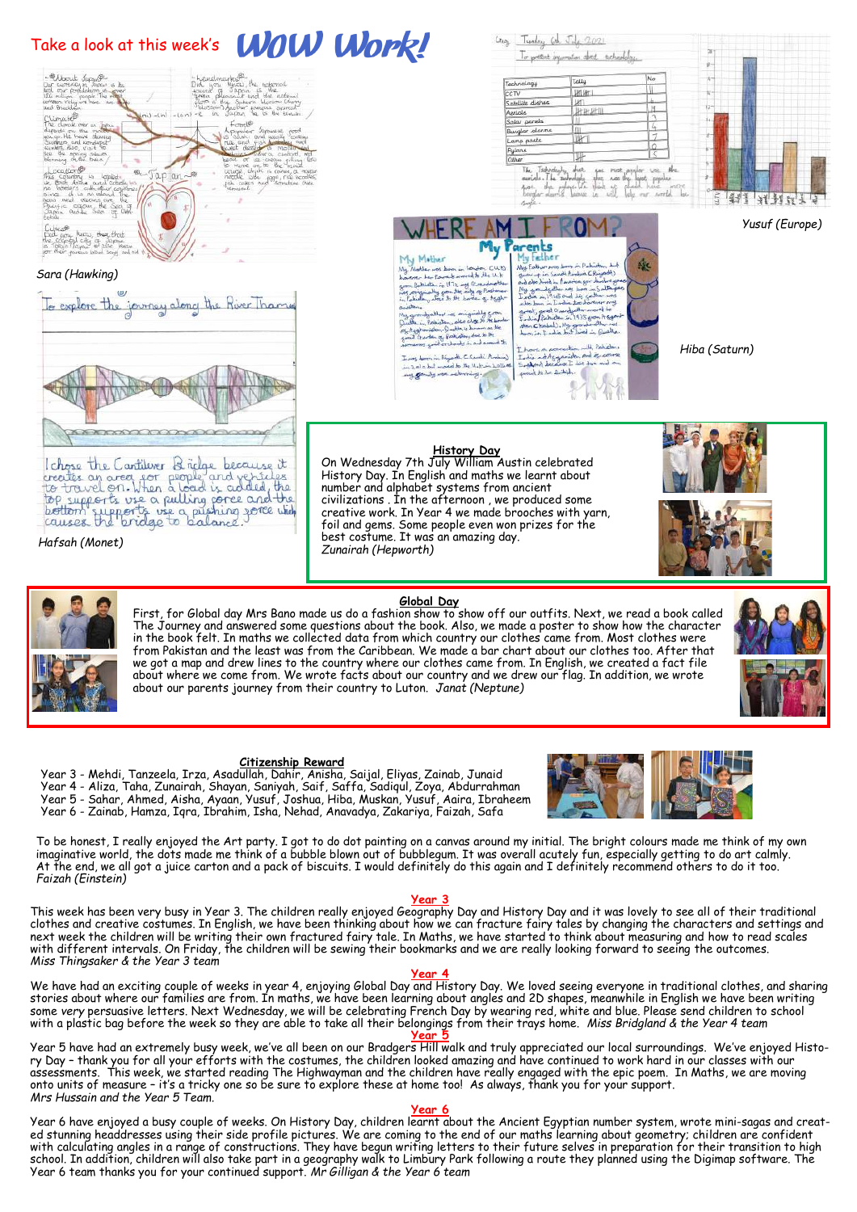# Take a look at this week's WOW Work!

*Sara (Hawking)*

*Yusuf (Europe)*

*Hiba (Saturn)*

I chose the Cantilever Bridge because it creates an area for people and vehicles to travel on. When a load is added, the top supports use a pulling force and the bottom supports use a pushing force which causes the bridge to balance.

*Hafsah (Monet)*

## History Day

On Wednesday 7th July William Austin celebrated History Day. In English and maths we learnt about number and alphabet systems from ancient civilizations. In the afternoon, we produced some creative work. In Year 4 we made brooches with yarn, foil and gems. Some people even won prizes for the best costume. It was an amazing day.
*Zunairah (Hepworth)*

## Global Day

First, for Global day Mrs Bano made us do a fashion show to show off our outfits. Next, we read a book called The Journey and answered some questions about the book. Also, we made a poster to show how the character in the book felt. In maths we collected data from which country our clothes came from. Most clothes were from Pakistan and the least was from the Caribbean. We made a bar chart about our clothes too. After that we got a map and drew lines to the country where our clothes came from. In English, we created a fact file about where we come from. We wrote facts about our country and we drew our flag. In addition, we wrote about our parents journey from their country to Luton. *Janat (Neptune)*

## Citizenship Reward

Year 3 - Mehdi, Tanzeela, Irza, Asadullah, Dahir, Anisha, Saijal, Eliyas, Zainab, Junaid
Year 4 - Aliza, Taha, Zunairah, Shayan, Saniyah, Saif, Saffa, Sadiqul, Zoya, Abdurrahman
Year 5 - Sahar, Ahmed, Aisha, Ayaan, Yusuf, Joshua, Hiba, Muskan, Yusuf, Aaira, Ibraheem
Year 6 - Zainab, Hamza, Iqra, Ibrahim, Isha, Nehad, Anavadya, Zakariya, Faizah, Safa

To be honest, I really enjoyed the Art party. I got to do dot painting on a canvas around my initial. The bright colours made me think of my own imaginative world, the dots made me think of a bubble blown out of bubblegum. It was overall acutely fun, especially getting to do art calmly. At the end, we all got a juice carton and a pack of biscuits. I would definitely do this again and I definitely recommend others to do it too.
*Faizah (Einstein)*

## Year 3

This week has been very busy in Year 3. The children really enjoyed Geography Day and History Day and it was lovely to see all of their traditional clothes and creative costumes. In English, we have been thinking about how we can fracture fairy tales by changing the characters and settings and next week the children will be writing their own fractured fairy tale. In Maths, we have started to think about measuring and how to read scales with different intervals. On Friday, the children will be sewing their bookmarks and we are really looking forward to seeing the outcomes.
*Miss Thingsaker & the Year 3 team*

## Year 4

We have had an exciting couple of weeks in year 4, enjoying Global Day and History Day. We loved seeing everyone in traditional clothes, and sharing stories about where our families are from. In maths, we have been learning about angles and 2D shapes, meanwhile in English we have been writing some very persuasive letters. Next Wednesday, we will be celebrating French Day by wearing red, white and blue. Please send children to school with a plastic bag before the week so they are able to take all their belongings from their trays home. *Miss Bridgland & the Year 4 team*

## Year 5

Year 5 have had an extremely busy week, we've all been on our Bradgers Hill walk and truly appreciated our local surroundings. We've enjoyed History Day – thank you for all your efforts with the costumes, the children looked amazing and have continued to work hard in our classes with our assessments. This week, we started reading The Highwayman and the children have really engaged with the epic poem. In Maths, we are moving onto units of measure – it's a tricky one so be sure to explore these at home too! As always, thank you for your support.
*Mrs Hussain and the Year 5 Team.*

## Year 6

Year 6 have enjoyed a busy couple of weeks. On History Day, children learnt about the Ancient Egyptian number system, wrote mini-sagas and created stunning headdresses using their side profile pictures. We are coming to the end of our maths learning about geometry; children are confident with calculating angles in a range of constructions. They have begun writing letters to their future selves in preparation for their transition to high school. In addition, children will also take part in a geography walk to Limbury Park following a route they planned using the Digimap software. The Year 6 team thanks you for your continued support. *Mr Gilligan & the Year 6 team*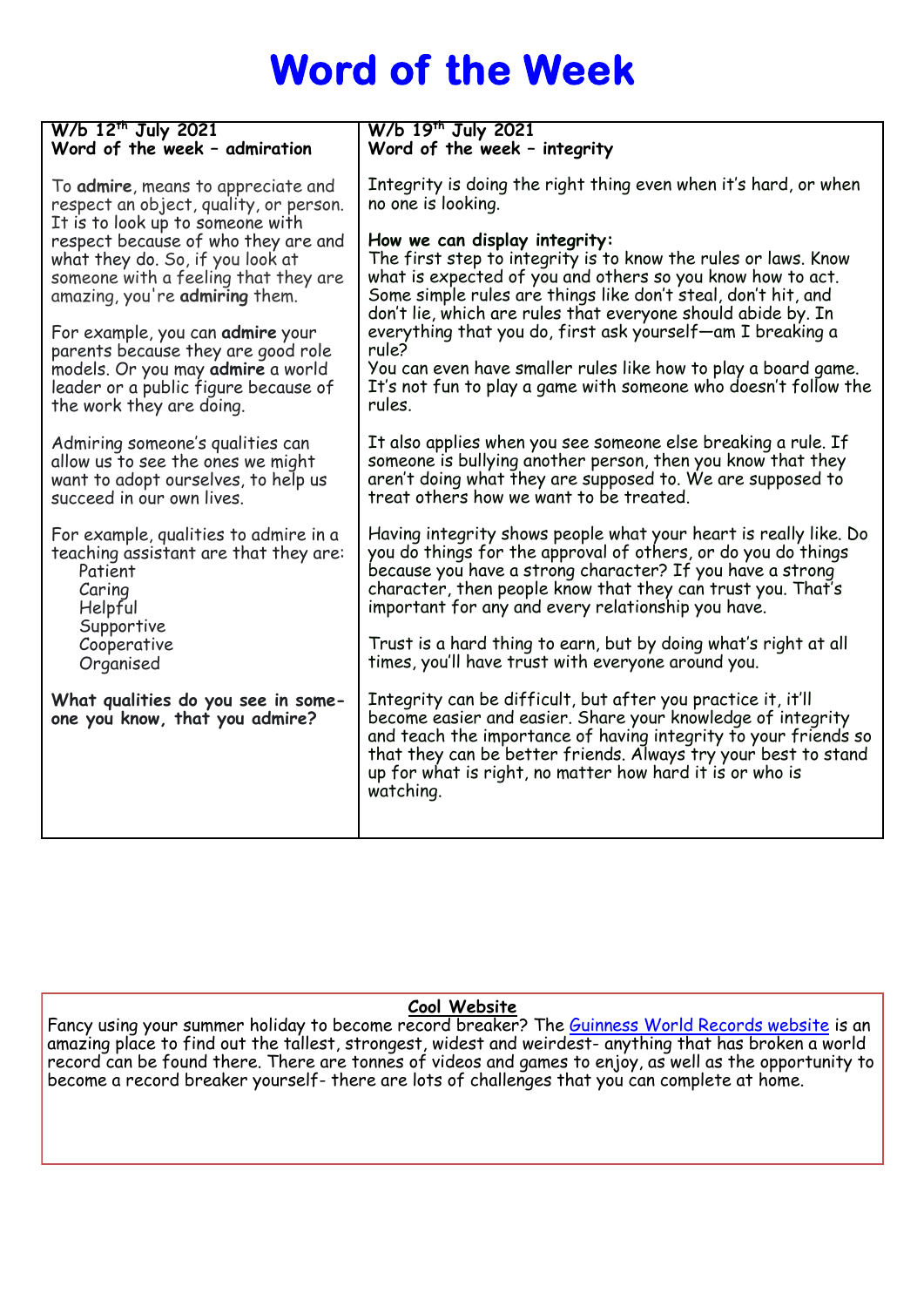# Word of the Week

**W/b 12th July 2021**
**Word of the week – admiration**

To **admire**, means to appreciate and respect an object, quality, or person. It is to look up to someone with respect because of who they are and what they do. So, if you look at someone with a feeling that they are amazing, you're **admiring** them.

For example, you can **admire** your parents because they are good role models. Or you may **admire** a world leader or a public figure because of the work they are doing.

Admiring someone's qualities can allow us to see the ones we might want to adopt ourselves, to help us succeed in our own lives.

For example, qualities to admire in a teaching assistant are that they are:

- Patient
- Caring
- Helpful
- Supportive
- Cooperative
- Organised

**What qualities do you see in some-one you know, that you admire?**

**W/b 19th July 2021**
**Word of the week – integrity**

Integrity is doing the right thing even when it's hard, or when no one is looking.

**How we can display integrity:**
The first step to integrity is to know the rules or laws. Know what is expected of you and others so you know how to act. Some simple rules are things like don't steal, don't hit, and don't lie, which are rules that everyone should abide by. In everything that you do, first ask yourself—am I breaking a rule?
You can even have smaller rules like how to play a board game. It's not fun to play a game with someone who doesn't follow the rules.

It also applies when you see someone else breaking a rule. If someone is bullying another person, then you know that they aren't doing what they are supposed to. We are supposed to treat others how we want to be treated.

Having integrity shows people what your heart is really like. Do you do things for the approval of others, or do you do things because you have a strong character? If you have a strong character, then people know that they can trust you. That's important for any and every relationship you have.

Trust is a hard thing to earn, but by doing what's right at all times, you'll have trust with everyone around you.

Integrity can be difficult, but after you practice it, it'll become easier and easier. Share your knowledge of integrity and teach the importance of having integrity to your friends so that they can be better friends. Always try your best to stand up for what is right, no matter how hard it is or who is watching.

**Cool Website**

Fancy using your summer holiday to become record breaker? The Guinness World Records website is an amazing place to find out the tallest, strongest, widest and weirdest- anything that has broken a world record can be found there. There are tonnes of videos and games to enjoy, as well as the opportunity to become a record breaker yourself- there are lots of challenges that you can complete at home.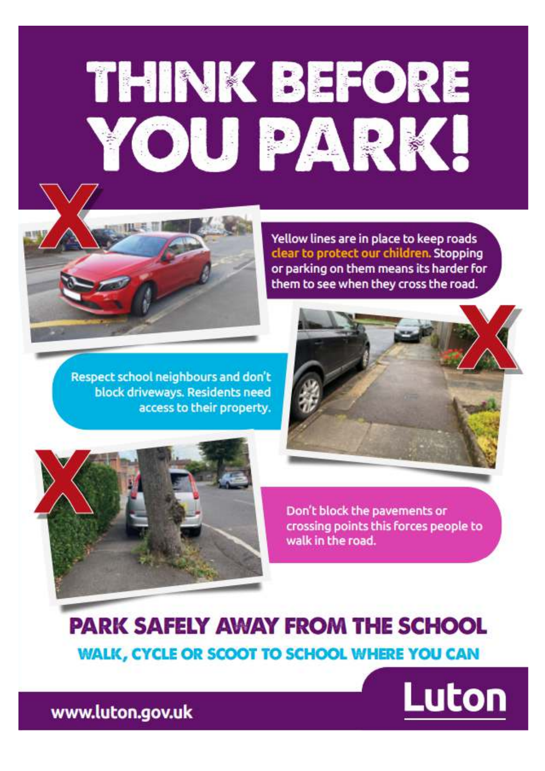# THINK BEFORE YOU PARK!

Yellow lines are in place to keep roads **clear to protect our children.** Stopping or parking on them means its harder for them to see when they cross the road.

Respect school neighbours and don't block driveways. Residents need access to their property.

Don't block the pavements or crossing points this forces people to walk in the road.

## PARK SAFELY AWAY FROM THE SCHOOL

### WALK, CYCLE OR SCOOT TO SCHOOL WHERE YOU CAN

www.luton.gov.uk

Luton